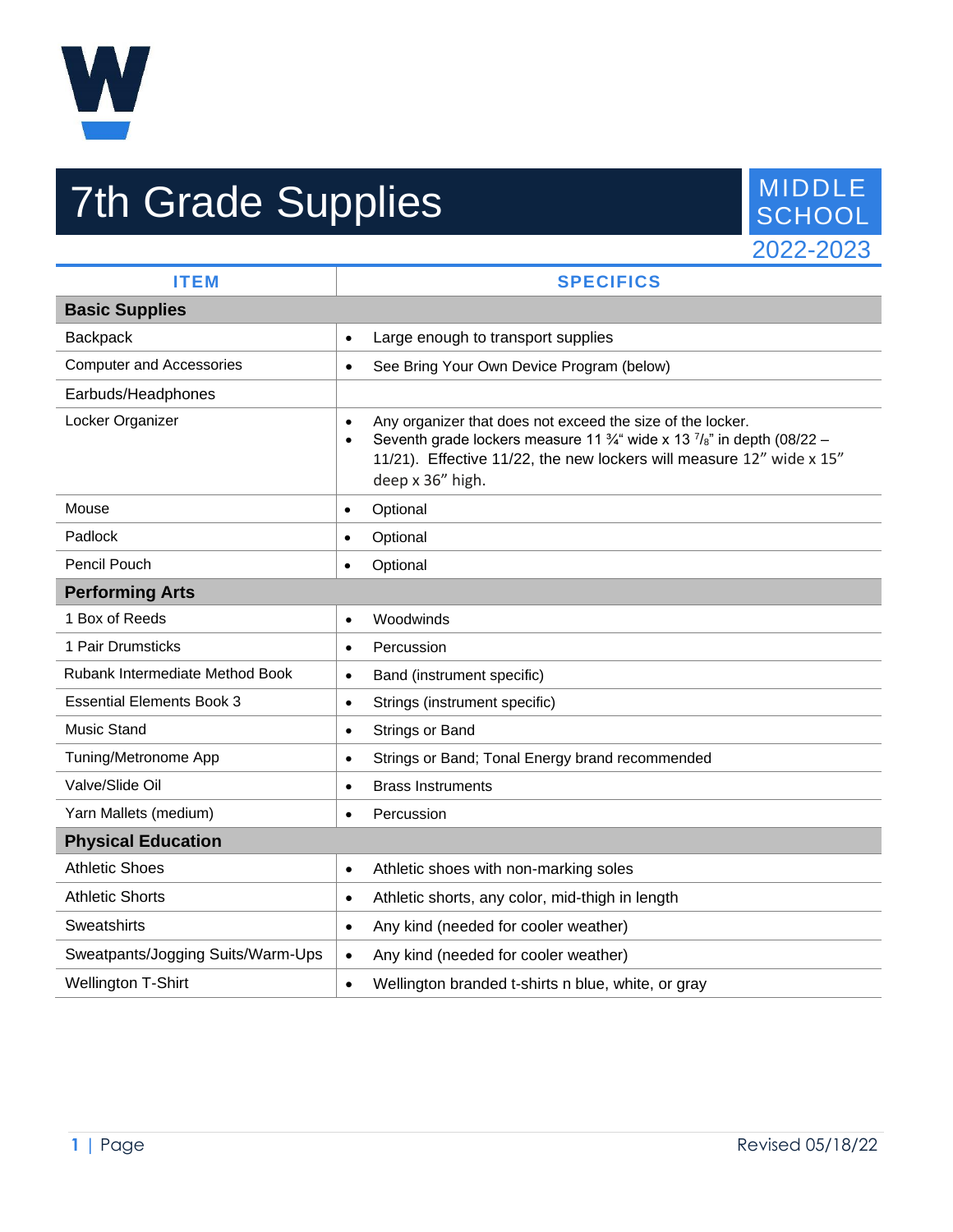# 7th Grade Supplies

MIDDLE SCHOOL
2022-2023

| ITEM | SPECIFICS |
|---|---|
| **Basic Supplies** | |
| Backpack | • Large enough to transport supplies |
| Computer and Accessories | • See Bring Your Own Device Program (below) |
| Earbuds/Headphones | |
| Locker Organizer | • Any organizer that does not exceed the size of the locker.<br>• Seventh grade lockers measure 11 ¾" wide x 13 ⁷/₈" in depth (08/22 – 11/21). Effective 11/22, the new lockers will measure 12" wide x 15" deep x 36" high. |
| Mouse | • Optional |
| Padlock | • Optional |
| Pencil Pouch | • Optional |
| **Performing Arts** | |
| 1 Box of Reeds | • Woodwinds |
| 1 Pair Drumsticks | • Percussion |
| Rubank Intermediate Method Book | • Band (instrument specific) |
| Essential Elements Book 3 | • Strings (instrument specific) |
| Music Stand | • Strings or Band |
| Tuning/Metronome App | • Strings or Band; Tonal Energy brand recommended |
| Valve/Slide Oil | • Brass Instruments |
| Yarn Mallets (medium) | • Percussion |
| **Physical Education** | |
| Athletic Shoes | • Athletic shoes with non-marking soles |
| Athletic Shorts | • Athletic shorts, any color, mid-thigh in length |
| Sweatshirts | • Any kind (needed for cooler weather) |
| Sweatpants/Jogging Suits/Warm-Ups | • Any kind (needed for cooler weather) |
| Wellington T-Shirt | • Wellington branded t-shirts n blue, white, or gray |

Revised 05/18/22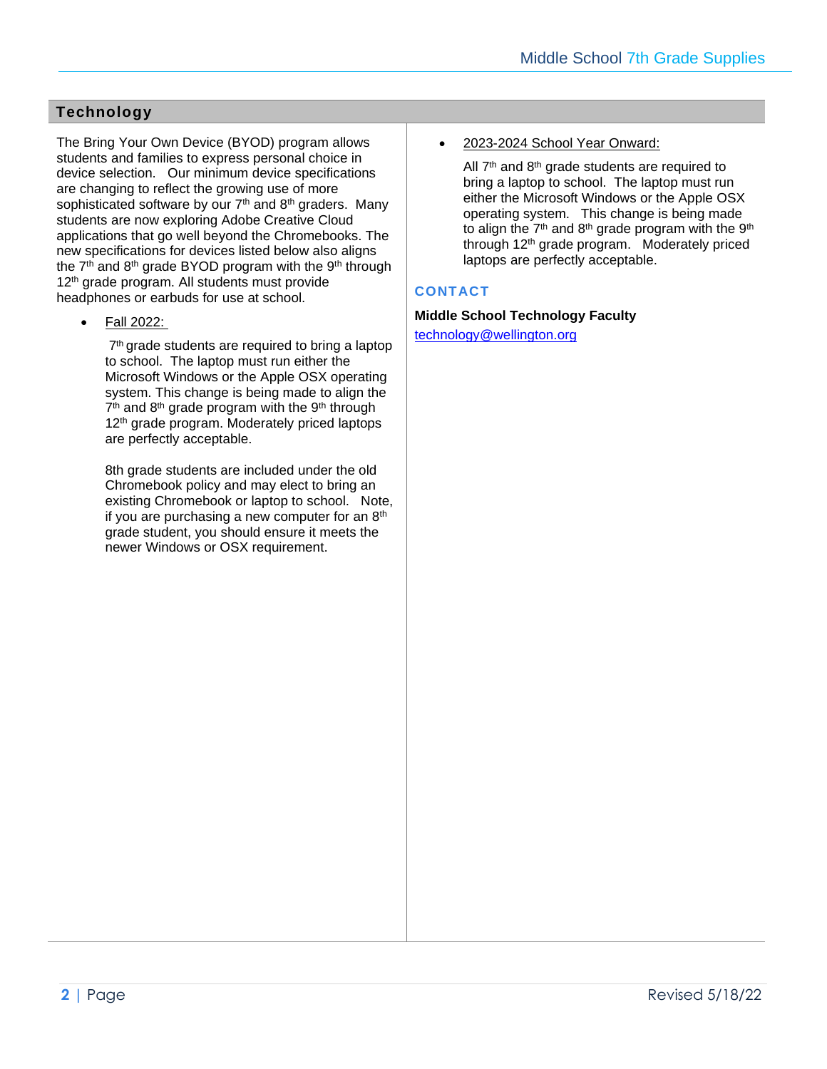## Technology

The Bring Your Own Device (BYOD) program allows students and families to express personal choice in device selection. Our minimum device specifications are changing to reflect the growing use of more sophisticated software by our 7th and 8th graders. Many students are now exploring Adobe Creative Cloud applications that go well beyond the Chromebooks. The new specifications for devices listed below also aligns the 7th and 8th grade BYOD program with the 9th through 12th grade program. All students must provide headphones or earbuds for use at school.

- Fall 2022:

  7th grade students are required to bring a laptop to school. The laptop must run either the Microsoft Windows or the Apple OSX operating system. This change is being made to align the 7th and 8th grade program with the 9th through 12th grade program. Moderately priced laptops are perfectly acceptable.

  8th grade students are included under the old Chromebook policy and may elect to bring an existing Chromebook or laptop to school. Note, if you are purchasing a new computer for an 8th grade student, you should ensure it meets the newer Windows or OSX requirement.

- 2023-2024 School Year Onward:

  All 7th and 8th grade students are required to bring a laptop to school. The laptop must run either the Microsoft Windows or the Apple OSX operating system. This change is being made to align the 7th and 8th grade program with the 9th through 12th grade program. Moderately priced laptops are perfectly acceptable.

### CONTACT

**Middle School Technology Faculty**

technology@wellington.org

Revised 5/18/22